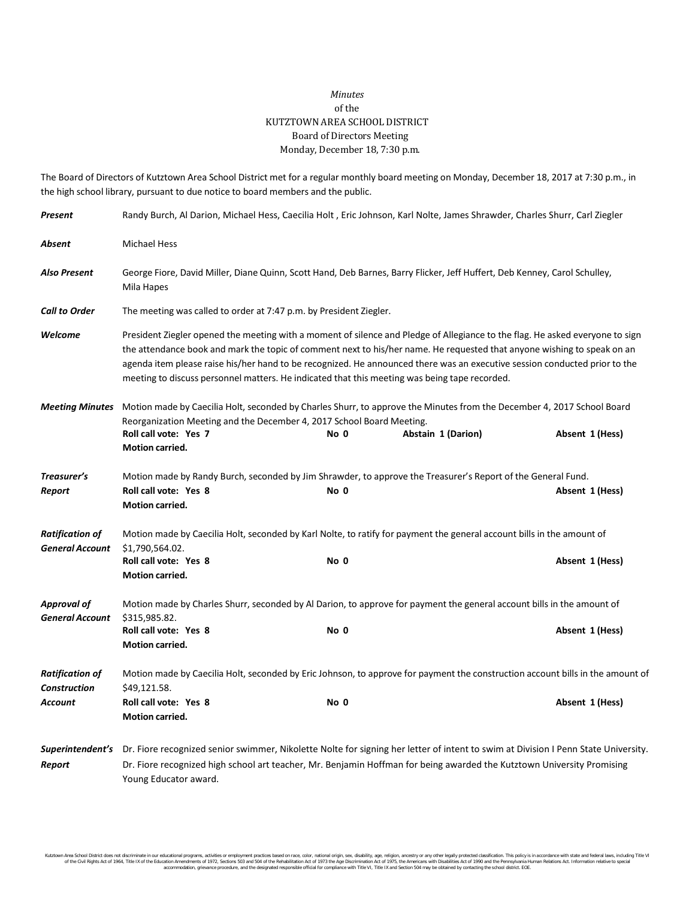*Minutes*
of the
KUTZTOWN AREA SCHOOL DISTRICT
Board of Directors Meeting
Monday, December 18, 7:30 p.m.

The Board of Directors of Kutztown Area School District met for a regular monthly board meeting on Monday, December 18, 2017 at 7:30 p.m., in the high school library, pursuant to due notice to board members and the public.

***Present*** Randy Burch, Al Darion, Michael Hess, Caecilia Holt , Eric Johnson, Karl Nolte, James Shrawder, Charles Shurr, Carl Ziegler

***Absent*** Michael Hess

***Also Present*** George Fiore, David Miller, Diane Quinn, Scott Hand, Deb Barnes, Barry Flicker, Jeff Huffert, Deb Kenney, Carol Schulley, Mila Hapes

***Call to Order*** The meeting was called to order at 7:47 p.m. by President Ziegler.

***Welcome*** President Ziegler opened the meeting with a moment of silence and Pledge of Allegiance to the flag. He asked everyone to sign the attendance book and mark the topic of comment next to his/her name. He requested that anyone wishing to speak on an agenda item please raise his/her hand to be recognized. He announced there was an executive session conducted prior to the meeting to discuss personnel matters. He indicated that this meeting was being tape recorded.

***Meeting Minutes*** Motion made by Caecilia Holt, seconded by Charles Shurr, to approve the Minutes from the December 4, 2017 School Board Reorganization Meeting and the December 4, 2017 School Board Meeting.
**Roll call vote: Yes 7** **No 0** **Abstain 1 (Darion)** **Absent 1 (Hess)**
**Motion carried.**

***Treasurer's Report*** Motion made by Randy Burch, seconded by Jim Shrawder, to approve the Treasurer's Report of the General Fund.
**Roll call vote: Yes 8** **No 0** **Absent 1 (Hess)**
**Motion carried.**

***Ratification of General Account*** Motion made by Caecilia Holt, seconded by Karl Nolte, to ratify for payment the general account bills in the amount of $1,790,564.02.
**Roll call vote: Yes 8** **No 0** **Absent 1 (Hess)**
**Motion carried.**

***Approval of General Account*** Motion made by Charles Shurr, seconded by Al Darion, to approve for payment the general account bills in the amount of $315,985.82.
**Roll call vote: Yes 8** **No 0** **Absent 1 (Hess)**
**Motion carried.**

***Ratification of Construction Account*** Motion made by Caecilia Holt, seconded by Eric Johnson, to approve for payment the construction account bills in the amount of $49,121.58.
**Roll call vote: Yes 8** **No 0** **Absent 1 (Hess)**
**Motion carried.**

***Superintendent's Report*** Dr. Fiore recognized senior swimmer, Nikolette Nolte for signing her letter of intent to swim at Division I Penn State University.
Dr. Fiore recognized high school art teacher, Mr. Benjamin Hoffman for being awarded the Kutztown University Promising Young Educator award.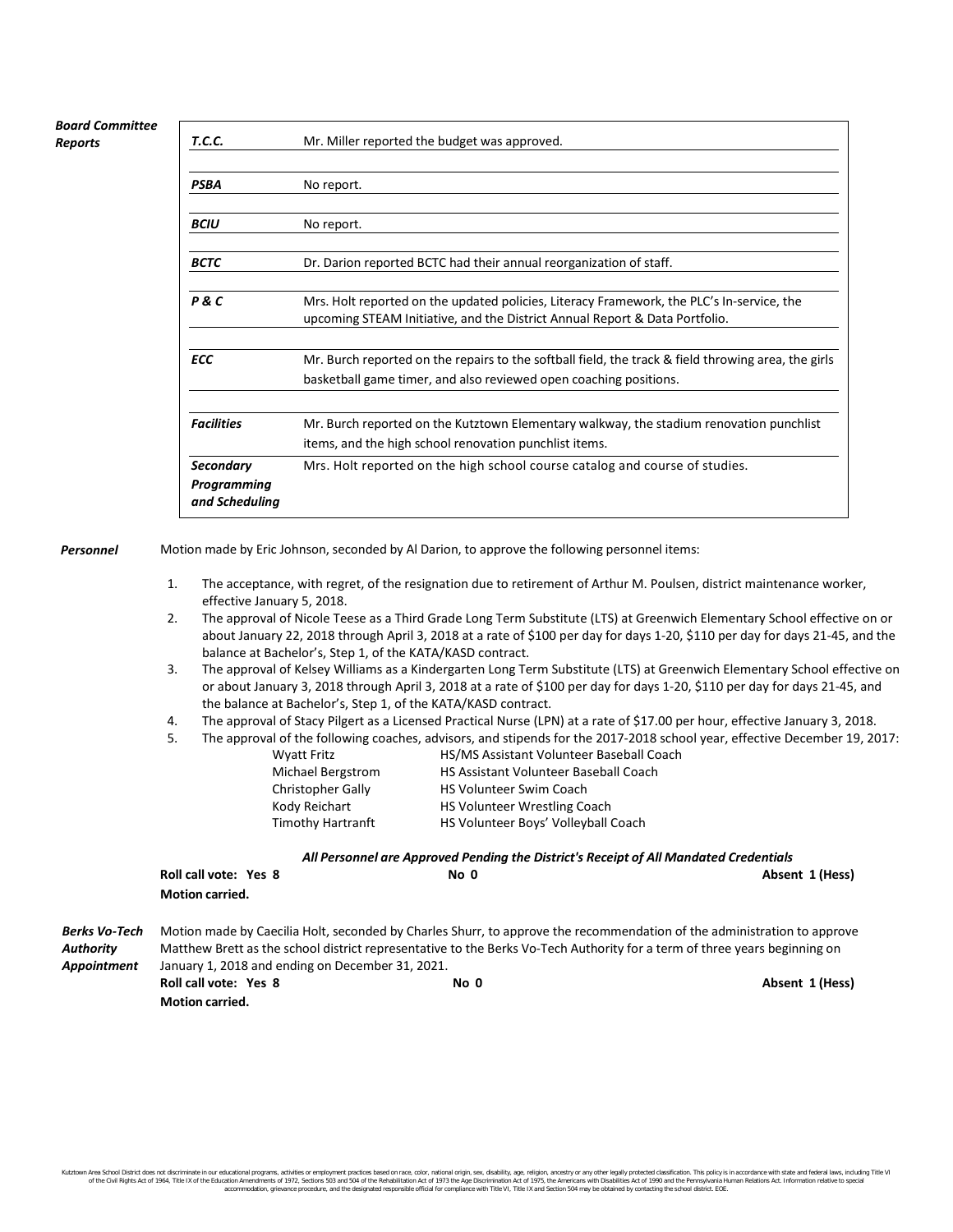***Board Committee Reports***

| | |
|---|---|
| ***T.C.C.*** | Mr. Miller reported the budget was approved. |
| ***PSBA*** | No report. |
| ***BCIU*** | No report. |
| ***BCTC*** | Dr. Darion reported BCTC had their annual reorganization of staff. |
| ***P & C*** | Mrs. Holt reported on the updated policies, Literacy Framework, the PLC's In-service, the upcoming STEAM Initiative, and the District Annual Report & Data Portfolio. |
| ***ECC*** | Mr. Burch reported on the repairs to the softball field, the track & field throwing area, the girls basketball game timer, and also reviewed open coaching positions. |
| ***Facilities*** | Mr. Burch reported on the Kutztown Elementary walkway, the stadium renovation punchlist items, and the high school renovation punchlist items. |
| ***Secondary Programming and Scheduling*** | Mrs. Holt reported on the high school course catalog and course of studies. |

***Personnel***

Motion made by Eric Johnson, seconded by Al Darion, to approve the following personnel items:

1. The acceptance, with regret, of the resignation due to retirement of Arthur M. Poulsen, district maintenance worker, effective January 5, 2018.
2. The approval of Nicole Teese as a Third Grade Long Term Substitute (LTS) at Greenwich Elementary School effective on or about January 22, 2018 through April 3, 2018 at a rate of $100 per day for days 1-20, $110 per day for days 21-45, and the balance at Bachelor's, Step 1, of the KATA/KASD contract.
3. The approval of Kelsey Williams as a Kindergarten Long Term Substitute (LTS) at Greenwich Elementary School effective on or about January 3, 2018 through April 3, 2018 at a rate of $100 per day for days 1-20, $110 per day for days 21-45, and the balance at Bachelor's, Step 1, of the KATA/KASD contract.
4. The approval of Stacy Pilgert as a Licensed Practical Nurse (LPN) at a rate of $17.00 per hour, effective January 3, 2018.
5. The approval of the following coaches, advisors, and stipends for the 2017-2018 school year, effective December 19, 2017:

| | |
|---|---|
| Wyatt Fritz | HS/MS Assistant Volunteer Baseball Coach |
| Michael Bergstrom | HS Assistant Volunteer Baseball Coach |
| Christopher Gally | HS Volunteer Swim Coach |
| Kody Reichart | HS Volunteer Wrestling Coach |
| Timothy Hartranft | HS Volunteer Boys' Volleyball Coach |

***All Personnel are Approved Pending the District's Receipt of All Mandated Credentials***

**Roll call vote: Yes 8** **No 0** **Absent 1 (Hess)**

**Motion carried.**

***Berks Vo-Tech Authority Appointment***

Motion made by Caecilia Holt, seconded by Charles Shurr, to approve the recommendation of the administration to approve Matthew Brett as the school district representative to the Berks Vo-Tech Authority for a term of three years beginning on January 1, 2018 and ending on December 31, 2021.

**Roll call vote: Yes 8** **No 0** **Absent 1 (Hess)**

**Motion carried.**

Kutztown Area School District does not discriminate in our educational programs, activities or employment practices based on race, color, national origin, sex, disability, age, religion, ancestry or any other legally protected classification. This policy is in accordance with state and federal laws, including Title VI of the Civil Rights Act of 1964, Title IX of the Education Amendments of 1972, Sections 503 and 504 of the Rehabilitation Act of 1973 the Age Discrimination Act of 1975, the Americans with Disabilities Act of 1990 and the Pennsylvania Human Relations Act. Information relative to special accommodation, grievance procedure, and the designated responsible official for compliance with Title VI, Title IX and Section 504 may be obtained by contacting the school district. EOE.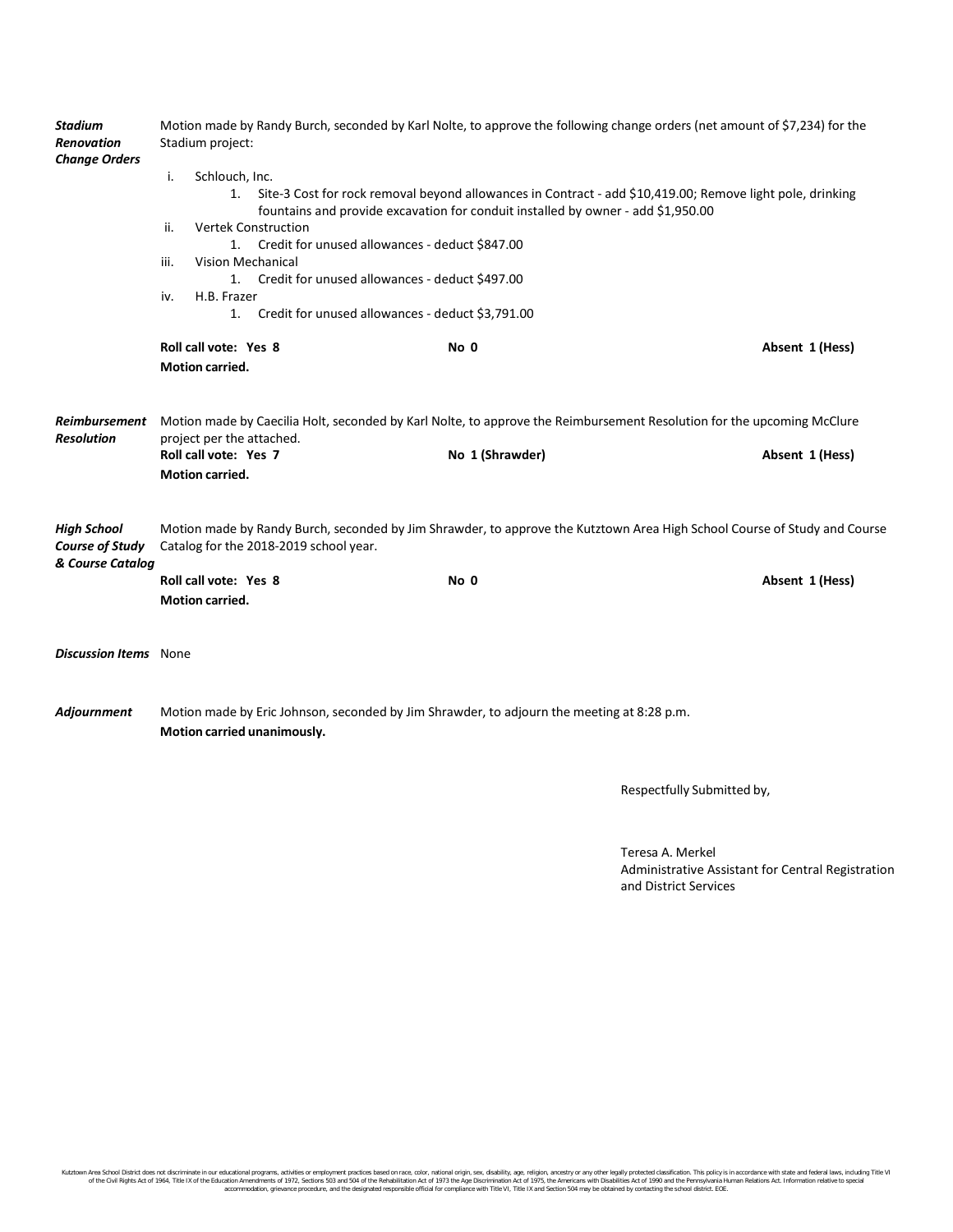***Stadium Renovation Change Orders***

Motion made by Randy Burch, seconded by Karl Nolte, to approve the following change orders (net amount of $7,234) for the Stadium project:

i. Schlouch, Inc.
   1. Site-3 Cost for rock removal beyond allowances in Contract - add $10,419.00; Remove light pole, drinking fountains and provide excavation for conduit installed by owner - add $1,950.00

ii. Vertek Construction
   1. Credit for unused allowances - deduct $847.00

iii. Vision Mechanical
   1. Credit for unused allowances - deduct $497.00

iv. H.B. Frazer
   1. Credit for unused allowances - deduct $3,791.00

**Roll call vote: Yes 8** **No 0** **Absent 1 (Hess)**

**Motion carried.**

***Reimbursement Resolution***

Motion made by Caecilia Holt, seconded by Karl Nolte, to approve the Reimbursement Resolution for the upcoming McClure project per the attached.

**Roll call vote: Yes 7** **No 1 (Shrawder)** **Absent 1 (Hess)**

**Motion carried.**

***High School Course of Study & Course Catalog***

Motion made by Randy Burch, seconded by Jim Shrawder, to approve the Kutztown Area High School Course of Study and Course Catalog for the 2018-2019 school year.

**Roll call vote: Yes 8** **No 0** **Absent 1 (Hess)**

**Motion carried.**

***Discussion Items*** None

***Adjournment***

Motion made by Eric Johnson, seconded by Jim Shrawder, to adjourn the meeting at 8:28 p.m.

**Motion carried unanimously.**

Respectfully Submitted by,

Teresa A. Merkel
Administrative Assistant for Central Registration and District Services

Kutztown Area School District does not discriminate in our educational programs, activities or employment practices based on race, color, national origin, sex, disability, age, religion, ancestry or any other legally protected classification. This policy is in accordance with state and federal laws, including Title VI of the Civil Rights Act of 1964, Title IX of the Education Amendments of 1972, Sections 503 and 504 of the Rehabilitation Act of 1973 the Age Discrimination Act of 1975, the Americans with Disabilities Act of 1990 and the Pennsylvania Human Relations Act. Information relative to special accommodation, grievance procedure, and the designated responsible official for compliance with Title VI, Title IX and Section 504 may be obtained by contacting the school district. EOE.